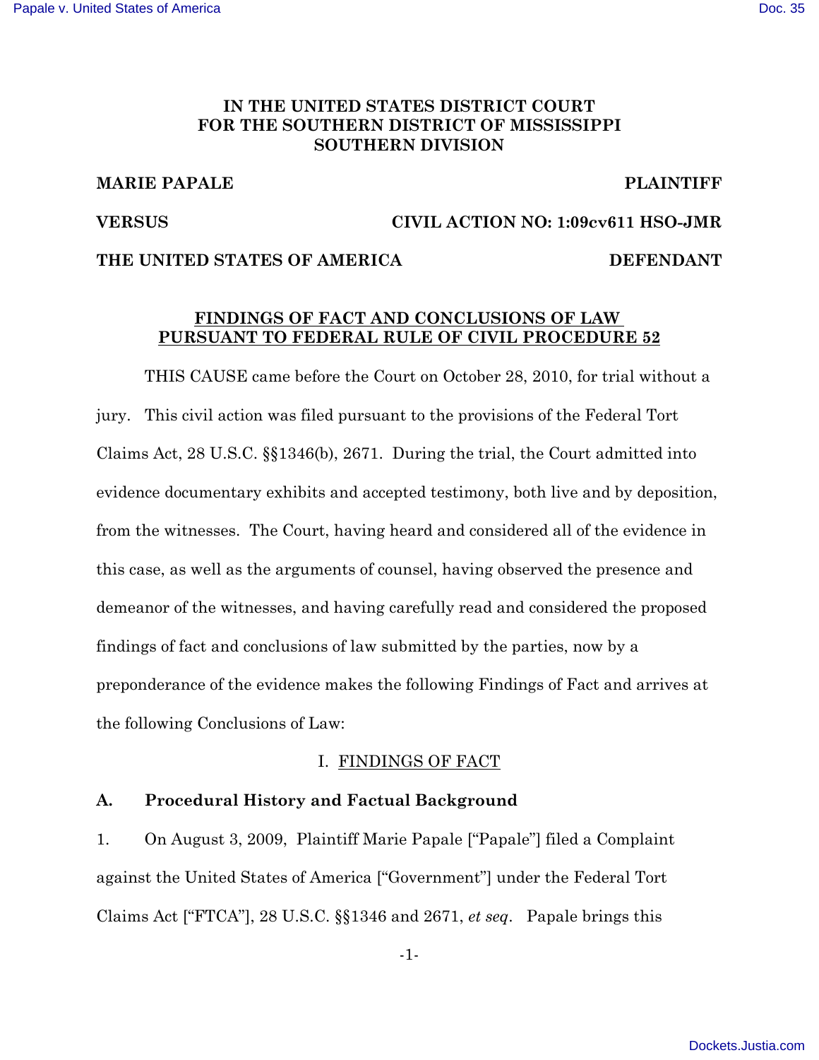**IN THE UNITED STATES DISTRICT COURT**
**FOR THE SOUTHERN DISTRICT OF MISSISSIPPI**
**SOUTHERN DIVISION**

**MARIE PAPALE** **PLAINTIFF**

**VERSUS** **CIVIL ACTION NO: 1:09cv611 HSO-JMR**

**THE UNITED STATES OF AMERICA** **DEFENDANT**

**FINDINGS OF FACT AND CONCLUSIONS OF LAW PURSUANT TO FEDERAL RULE OF CIVIL PROCEDURE 52**

THIS CAUSE came before the Court on October 28, 2010, for trial without a jury. This civil action was filed pursuant to the provisions of the Federal Tort Claims Act, 28 U.S.C. §§1346(b), 2671. During the trial, the Court admitted into evidence documentary exhibits and accepted testimony, both live and by deposition, from the witnesses. The Court, having heard and considered all of the evidence in this case, as well as the arguments of counsel, having observed the presence and demeanor of the witnesses, and having carefully read and considered the proposed findings of fact and conclusions of law submitted by the parties, now by a preponderance of the evidence makes the following Findings of Fact and arrives at the following Conclusions of Law:

## I. FINDINGS OF FACT

### A. Procedural History and Factual Background

1. On August 3, 2009, Plaintiff Marie Papale ["Papale"] filed a Complaint against the United States of America ["Government"] under the Federal Tort Claims Act ["FTCA"], 28 U.S.C. §§1346 and 2671, *et seq*. Papale brings this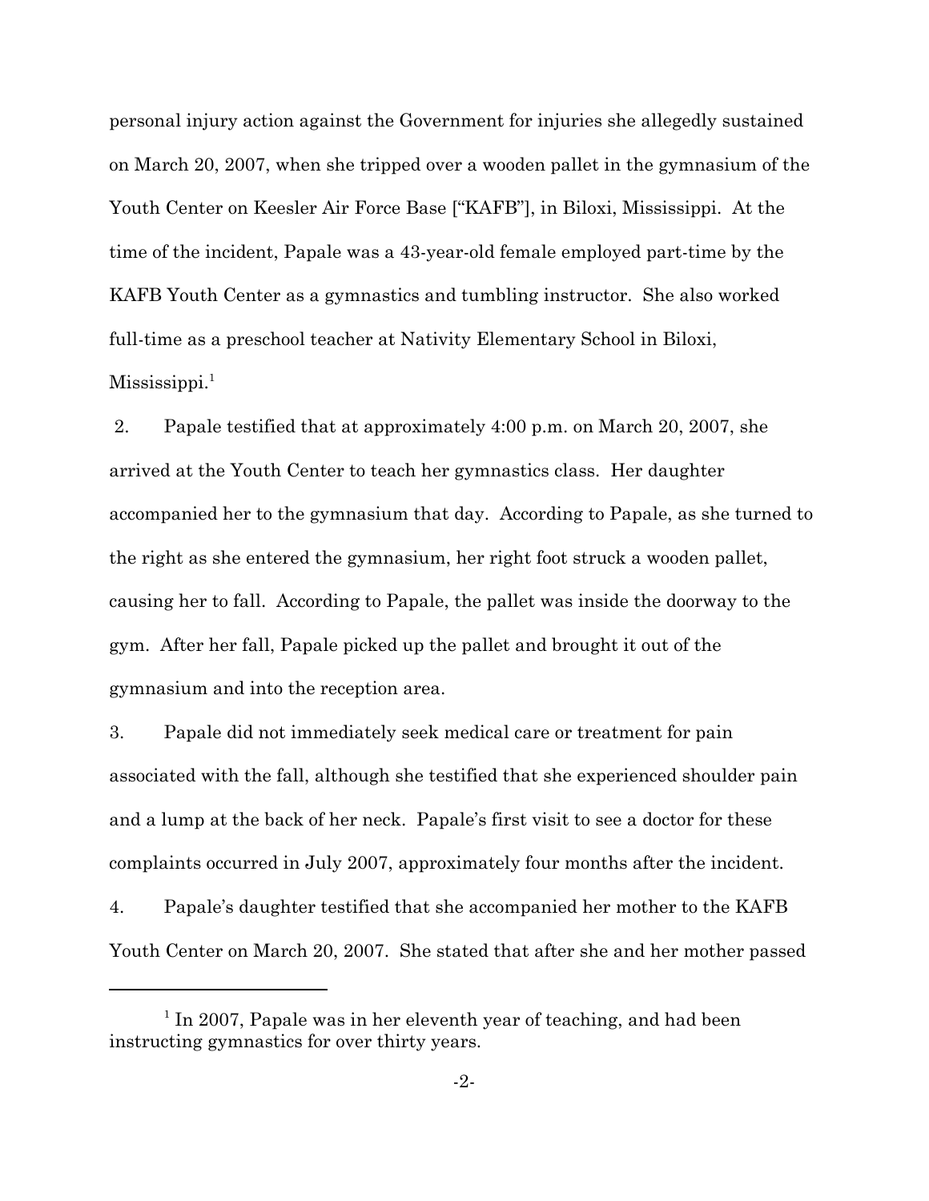personal injury action against the Government for injuries she allegedly sustained on March 20, 2007, when she tripped over a wooden pallet in the gymnasium of the Youth Center on Keesler Air Force Base ["KAFB"], in Biloxi, Mississippi. At the time of the incident, Papale was a 43-year-old female employed part-time by the KAFB Youth Center as a gymnastics and tumbling instructor. She also worked full-time as a preschool teacher at Nativity Elementary School in Biloxi, Mississippi.[1]

2. Papale testified that at approximately 4:00 p.m. on March 20, 2007, she arrived at the Youth Center to teach her gymnastics class. Her daughter accompanied her to the gymnasium that day. According to Papale, as she turned to the right as she entered the gymnasium, her right foot struck a wooden pallet, causing her to fall. According to Papale, the pallet was inside the doorway to the gym. After her fall, Papale picked up the pallet and brought it out of the gymnasium and into the reception area.

3. Papale did not immediately seek medical care or treatment for pain associated with the fall, although she testified that she experienced shoulder pain and a lump at the back of her neck. Papale's first visit to see a doctor for these complaints occurred in July 2007, approximately four months after the incident.

4. Papale's daughter testified that she accompanied her mother to the KAFB Youth Center on March 20, 2007. She stated that after she and her mother passed

---

[1] In 2007, Papale was in her eleventh year of teaching, and had been instructing gymnastics for over thirty years.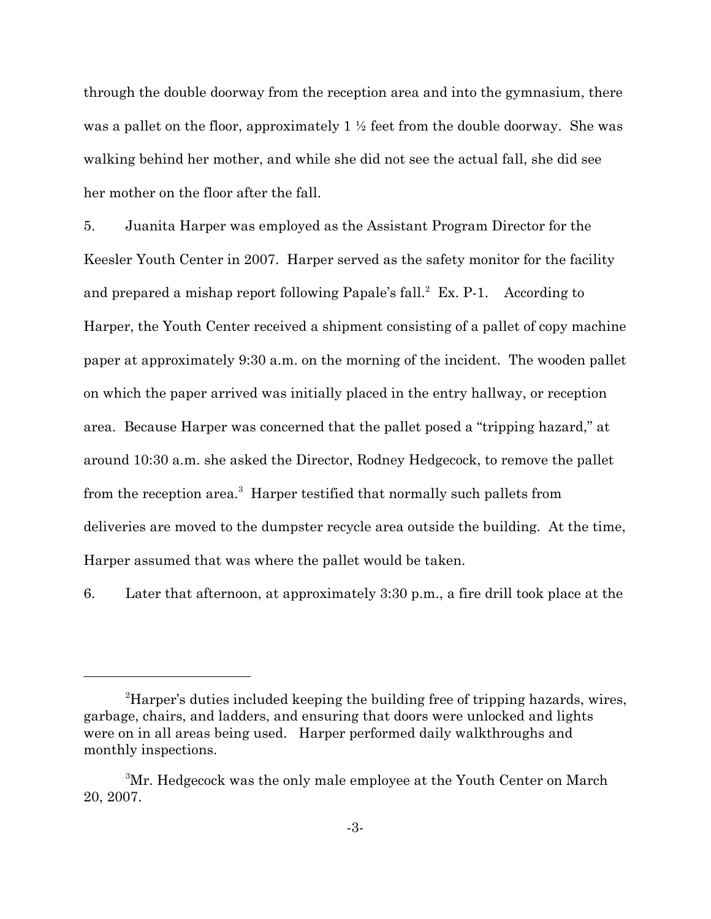through the double doorway from the reception area and into the gymnasium, there was a pallet on the floor, approximately 1 ½ feet from the double doorway. She was walking behind her mother, and while she did not see the actual fall, she did see her mother on the floor after the fall.

5. Juanita Harper was employed as the Assistant Program Director for the Keesler Youth Center in 2007. Harper served as the safety monitor for the facility and prepared a mishap report following Papale's fall.[2] Ex. P-1. According to Harper, the Youth Center received a shipment consisting of a pallet of copy machine paper at approximately 9:30 a.m. on the morning of the incident. The wooden pallet on which the paper arrived was initially placed in the entry hallway, or reception area. Because Harper was concerned that the pallet posed a "tripping hazard," at around 10:30 a.m. she asked the Director, Rodney Hedgecock, to remove the pallet from the reception area.[3] Harper testified that normally such pallets from deliveries are moved to the dumpster recycle area outside the building. At the time, Harper assumed that was where the pallet would be taken.

6. Later that afternoon, at approximately 3:30 p.m., a fire drill took place at the

---

[2] Harper's duties included keeping the building free of tripping hazards, wires, garbage, chairs, and ladders, and ensuring that doors were unlocked and lights were on in all areas being used. Harper performed daily walkthroughs and monthly inspections.

[3] Mr. Hedgecock was the only male employee at the Youth Center on March 20, 2007.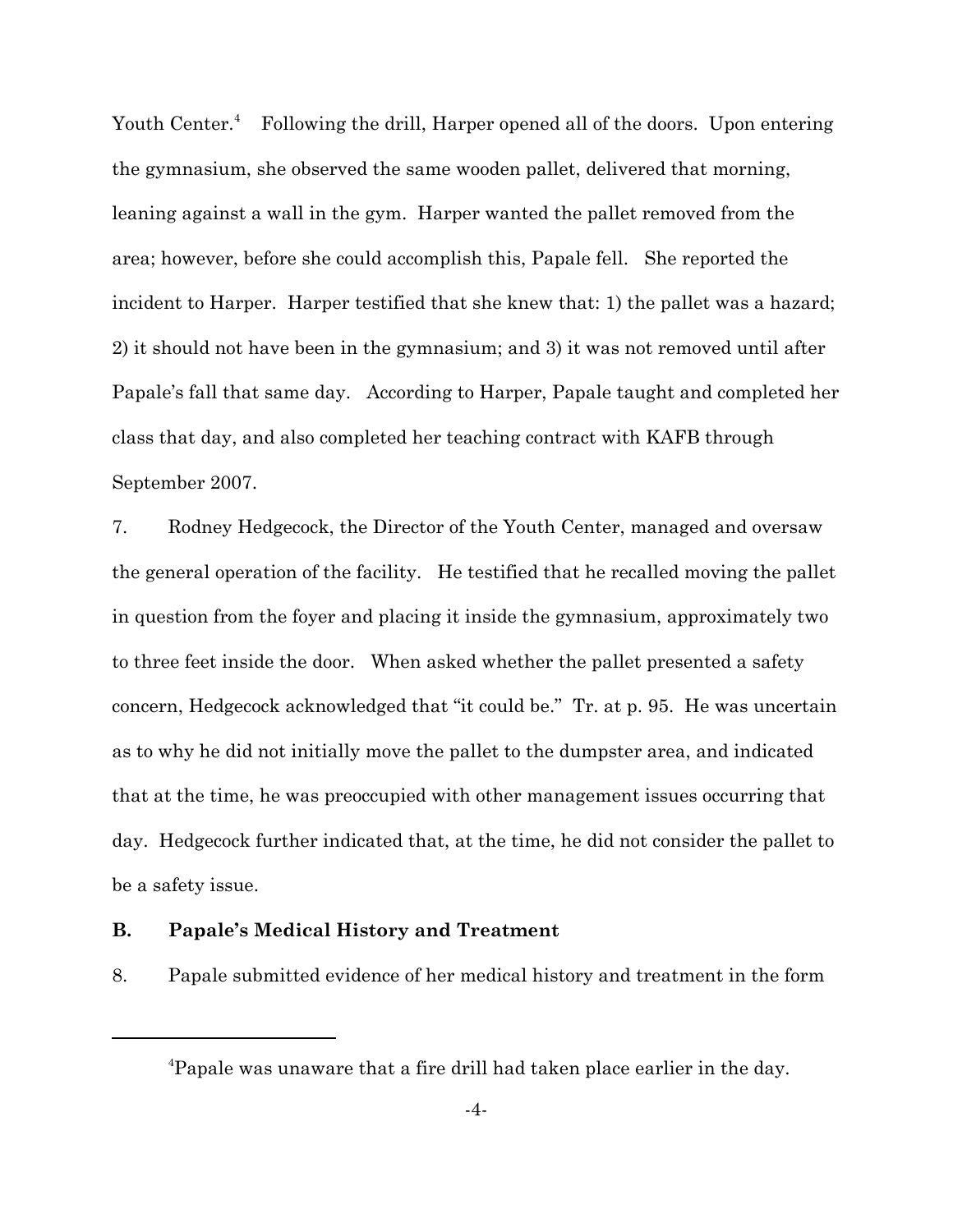Youth Center.[4] Following the drill, Harper opened all of the doors. Upon entering the gymnasium, she observed the same wooden pallet, delivered that morning, leaning against a wall in the gym. Harper wanted the pallet removed from the area; however, before she could accomplish this, Papale fell. She reported the incident to Harper. Harper testified that she knew that: 1) the pallet was a hazard; 2) it should not have been in the gymnasium; and 3) it was not removed until after Papale's fall that same day. According to Harper, Papale taught and completed her class that day, and also completed her teaching contract with KAFB through September 2007.

7. Rodney Hedgecock, the Director of the Youth Center, managed and oversaw the general operation of the facility. He testified that he recalled moving the pallet in question from the foyer and placing it inside the gymnasium, approximately two to three feet inside the door. When asked whether the pallet presented a safety concern, Hedgecock acknowledged that "it could be." Tr. at p. 95. He was uncertain as to why he did not initially move the pallet to the dumpster area, and indicated that at the time, he was preoccupied with other management issues occurring that day. Hedgecock further indicated that, at the time, he did not consider the pallet to be a safety issue.

### B. Papale's Medical History and Treatment

8. Papale submitted evidence of her medical history and treatment in the form

---

[4] Papale was unaware that a fire drill had taken place earlier in the day.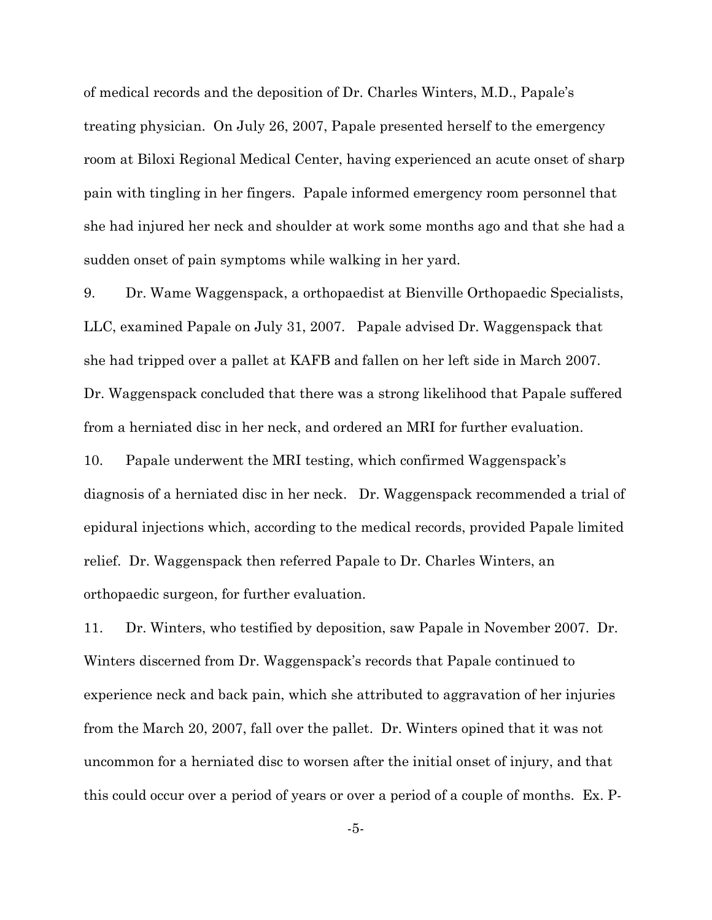of medical records and the deposition of Dr. Charles Winters, M.D., Papale's treating physician. On July 26, 2007, Papale presented herself to the emergency room at Biloxi Regional Medical Center, having experienced an acute onset of sharp pain with tingling in her fingers. Papale informed emergency room personnel that she had injured her neck and shoulder at work some months ago and that she had a sudden onset of pain symptoms while walking in her yard.

9. Dr. Wame Waggenspack, a orthopaedist at Bienville Orthopaedic Specialists, LLC, examined Papale on July 31, 2007. Papale advised Dr. Waggenspack that she had tripped over a pallet at KAFB and fallen on her left side in March 2007. Dr. Waggenspack concluded that there was a strong likelihood that Papale suffered from a herniated disc in her neck, and ordered an MRI for further evaluation.

10. Papale underwent the MRI testing, which confirmed Waggenspack's diagnosis of a herniated disc in her neck. Dr. Waggenspack recommended a trial of epidural injections which, according to the medical records, provided Papale limited relief. Dr. Waggenspack then referred Papale to Dr. Charles Winters, an orthopaedic surgeon, for further evaluation.

11. Dr. Winters, who testified by deposition, saw Papale in November 2007. Dr. Winters discerned from Dr. Waggenspack's records that Papale continued to experience neck and back pain, which she attributed to aggravation of her injuries from the March 20, 2007, fall over the pallet. Dr. Winters opined that it was not uncommon for a herniated disc to worsen after the initial onset of injury, and that this could occur over a period of years or over a period of a couple of months. Ex. P-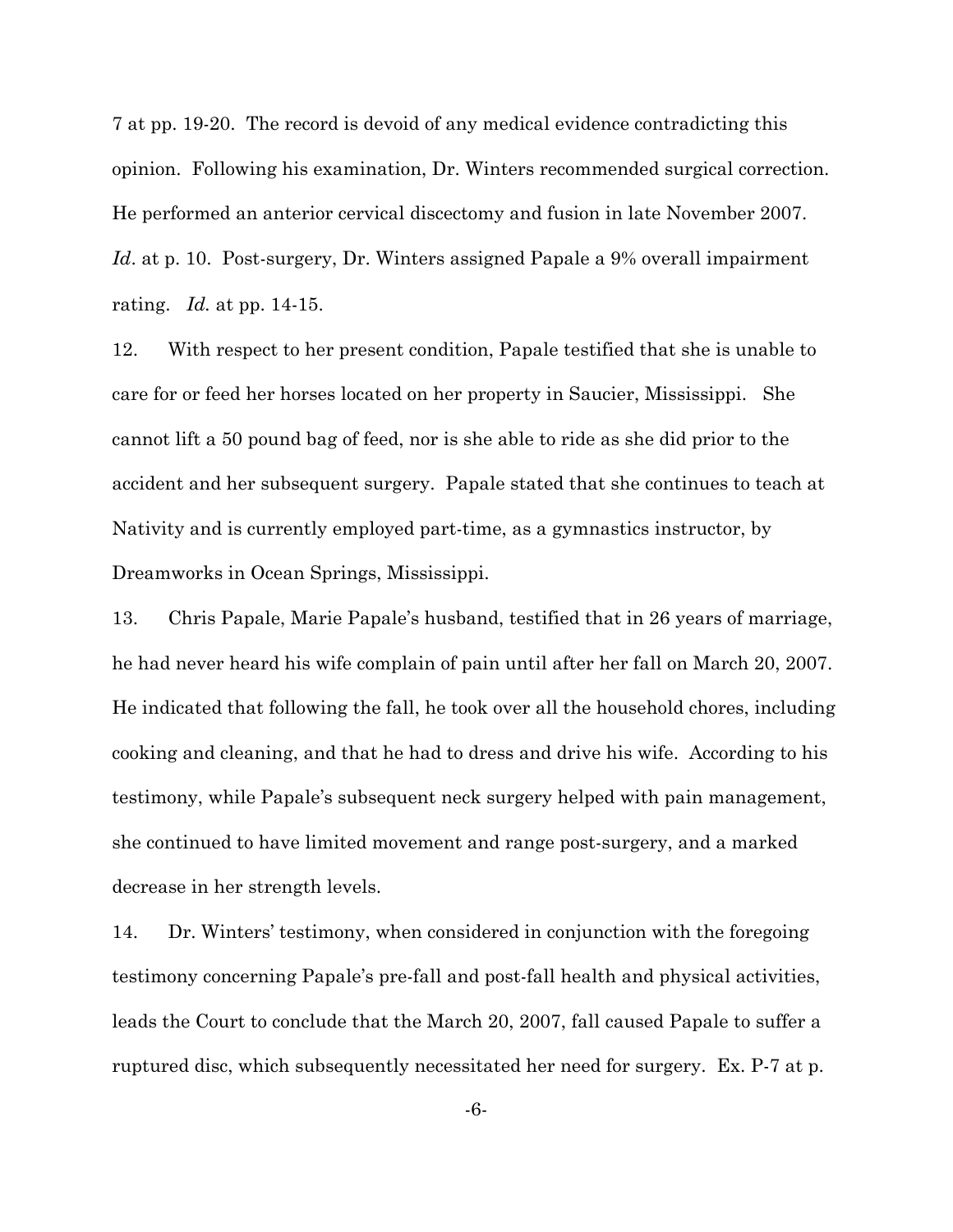7 at pp. 19-20. The record is devoid of any medical evidence contradicting this opinion. Following his examination, Dr. Winters recommended surgical correction. He performed an anterior cervical discectomy and fusion in late November 2007. *Id*. at p. 10. Post-surgery, Dr. Winters assigned Papale a 9% overall impairment rating. *Id.* at pp. 14-15.

12. With respect to her present condition, Papale testified that she is unable to care for or feed her horses located on her property in Saucier, Mississippi. She cannot lift a 50 pound bag of feed, nor is she able to ride as she did prior to the accident and her subsequent surgery. Papale stated that she continues to teach at Nativity and is currently employed part-time, as a gymnastics instructor, by Dreamworks in Ocean Springs, Mississippi.

13. Chris Papale, Marie Papale's husband, testified that in 26 years of marriage, he had never heard his wife complain of pain until after her fall on March 20, 2007. He indicated that following the fall, he took over all the household chores, including cooking and cleaning, and that he had to dress and drive his wife. According to his testimony, while Papale's subsequent neck surgery helped with pain management, she continued to have limited movement and range post-surgery, and a marked decrease in her strength levels.

14. Dr. Winters' testimony, when considered in conjunction with the foregoing testimony concerning Papale's pre-fall and post-fall health and physical activities, leads the Court to conclude that the March 20, 2007, fall caused Papale to suffer a ruptured disc, which subsequently necessitated her need for surgery. Ex. P-7 at p.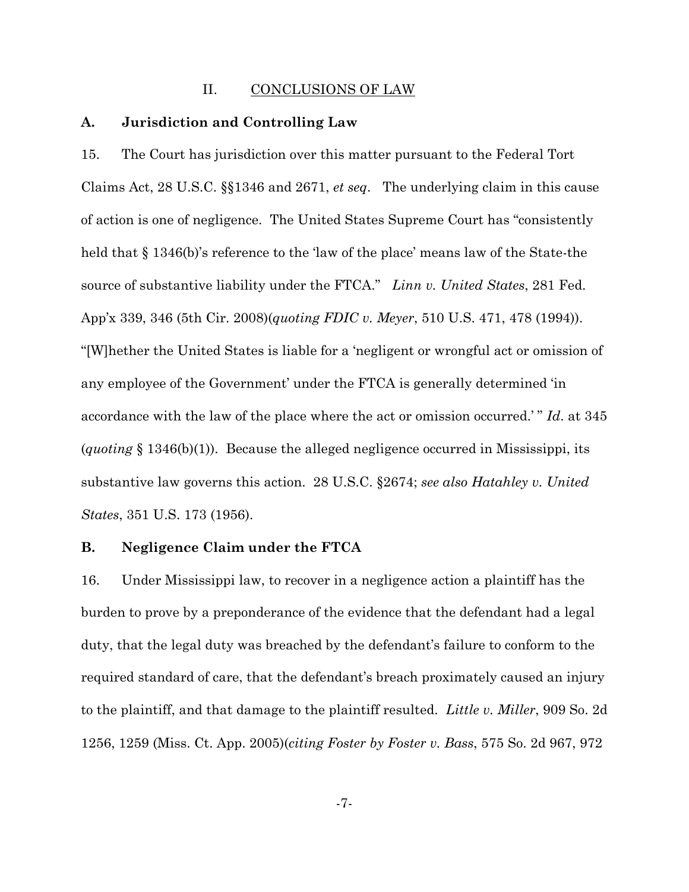## II. CONCLUSIONS OF LAW

### A. Jurisdiction and Controlling Law

15. The Court has jurisdiction over this matter pursuant to the Federal Tort Claims Act, 28 U.S.C. §§1346 and 2671, *et seq*. The underlying claim in this cause of action is one of negligence. The United States Supreme Court has "consistently held that § 1346(b)'s reference to the 'law of the place' means law of the State-the source of substantive liability under the FTCA." *Linn v. United States*, 281 Fed. App'x 339, 346 (5th Cir. 2008)(*quoting FDIC v. Meyer*, 510 U.S. 471, 478 (1994)). "[W]hether the United States is liable for a 'negligent or wrongful act or omission of any employee of the Government' under the FTCA is generally determined 'in accordance with the law of the place where the act or omission occurred.' " *Id*. at 345 (*quoting* § 1346(b)(1)). Because the alleged negligence occurred in Mississippi, its substantive law governs this action. 28 U.S.C. §2674; *see also Hatahley v. United States*, 351 U.S. 173 (1956).

### B. Negligence Claim under the FTCA

16. Under Mississippi law, to recover in a negligence action a plaintiff has the burden to prove by a preponderance of the evidence that the defendant had a legal duty, that the legal duty was breached by the defendant's failure to conform to the required standard of care, that the defendant's breach proximately caused an injury to the plaintiff, and that damage to the plaintiff resulted. *Little v. Miller*, 909 So. 2d 1256, 1259 (Miss. Ct. App. 2005)(*citing Foster by Foster v. Bass*, 575 So. 2d 967, 972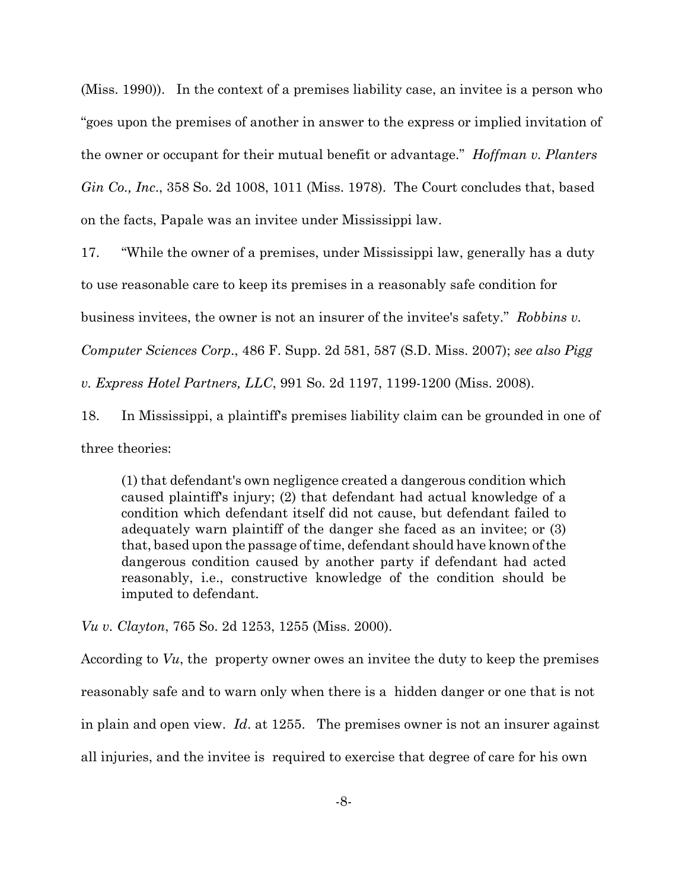(Miss. 1990)). In the context of a premises liability case, an invitee is a person who "goes upon the premises of another in answer to the express or implied invitation of the owner or occupant for their mutual benefit or advantage." *Hoffman v. Planters Gin Co., Inc*., 358 So. 2d 1008, 1011 (Miss. 1978). The Court concludes that, based on the facts, Papale was an invitee under Mississippi law.

17. "While the owner of a premises, under Mississippi law, generally has a duty to use reasonable care to keep its premises in a reasonably safe condition for business invitees, the owner is not an insurer of the invitee's safety." *Robbins v. Computer Sciences Corp*., 486 F. Supp. 2d 581, 587 (S.D. Miss. 2007); *see also Pigg v. Express Hotel Partners, LLC*, 991 So. 2d 1197, 1199-1200 (Miss. 2008).

18. In Mississippi, a plaintiff's premises liability claim can be grounded in one of three theories:

> (1) that defendant's own negligence created a dangerous condition which caused plaintiff's injury; (2) that defendant had actual knowledge of a condition which defendant itself did not cause, but defendant failed to adequately warn plaintiff of the danger she faced as an invitee; or (3) that, based upon the passage of time, defendant should have known of the dangerous condition caused by another party if defendant had acted reasonably, i.e., constructive knowledge of the condition should be imputed to defendant.

*Vu v. Clayton*, 765 So. 2d 1253, 1255 (Miss. 2000).

According to *Vu*, the property owner owes an invitee the duty to keep the premises reasonably safe and to warn only when there is a hidden danger or one that is not in plain and open view. *Id*. at 1255. The premises owner is not an insurer against all injuries, and the invitee is required to exercise that degree of care for his own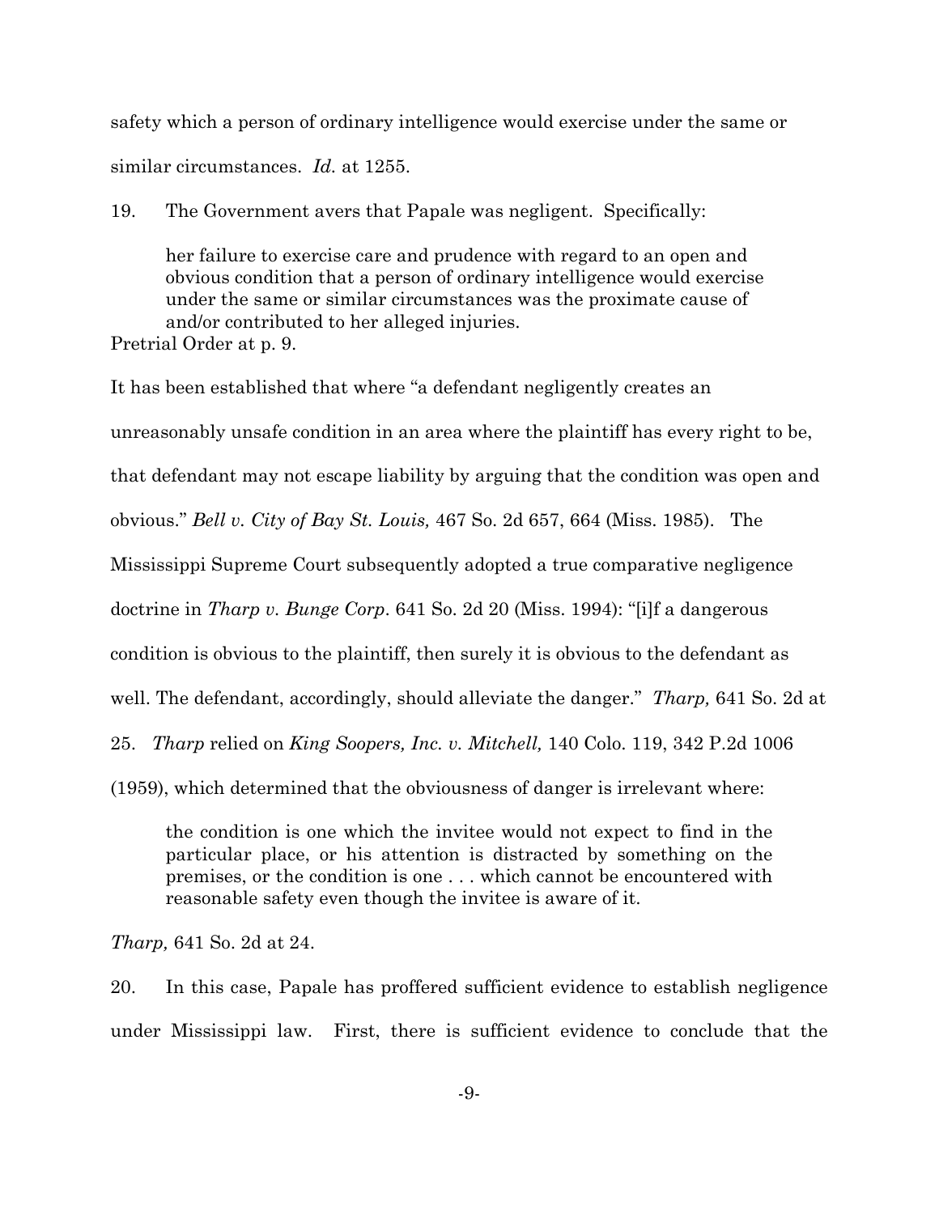safety which a person of ordinary intelligence would exercise under the same or similar circumstances. *Id.* at 1255.

19. The Government avers that Papale was negligent. Specifically:

> her failure to exercise care and prudence with regard to an open and obvious condition that a person of ordinary intelligence would exercise under the same or similar circumstances was the proximate cause of and/or contributed to her alleged injuries.

Pretrial Order at p. 9.

It has been established that where "a defendant negligently creates an unreasonably unsafe condition in an area where the plaintiff has every right to be, that defendant may not escape liability by arguing that the condition was open and obvious." *Bell v. City of Bay St. Louis,* 467 So. 2d 657, 664 (Miss. 1985). The Mississippi Supreme Court subsequently adopted a true comparative negligence doctrine in *Tharp v. Bunge Corp*. 641 So. 2d 20 (Miss. 1994): "[i]f a dangerous condition is obvious to the plaintiff, then surely it is obvious to the defendant as well. The defendant, accordingly, should alleviate the danger." *Tharp,* 641 So. 2d at 25. *Tharp* relied on *King Soopers, Inc. v. Mitchell,* 140 Colo. 119, 342 P.2d 1006 (1959), which determined that the obviousness of danger is irrelevant where:

> the condition is one which the invitee would not expect to find in the particular place, or his attention is distracted by something on the premises, or the condition is one . . . which cannot be encountered with reasonable safety even though the invitee is aware of it.

*Tharp,* 641 So. 2d at 24.

20. In this case, Papale has proffered sufficient evidence to establish negligence under Mississippi law. First, there is sufficient evidence to conclude that the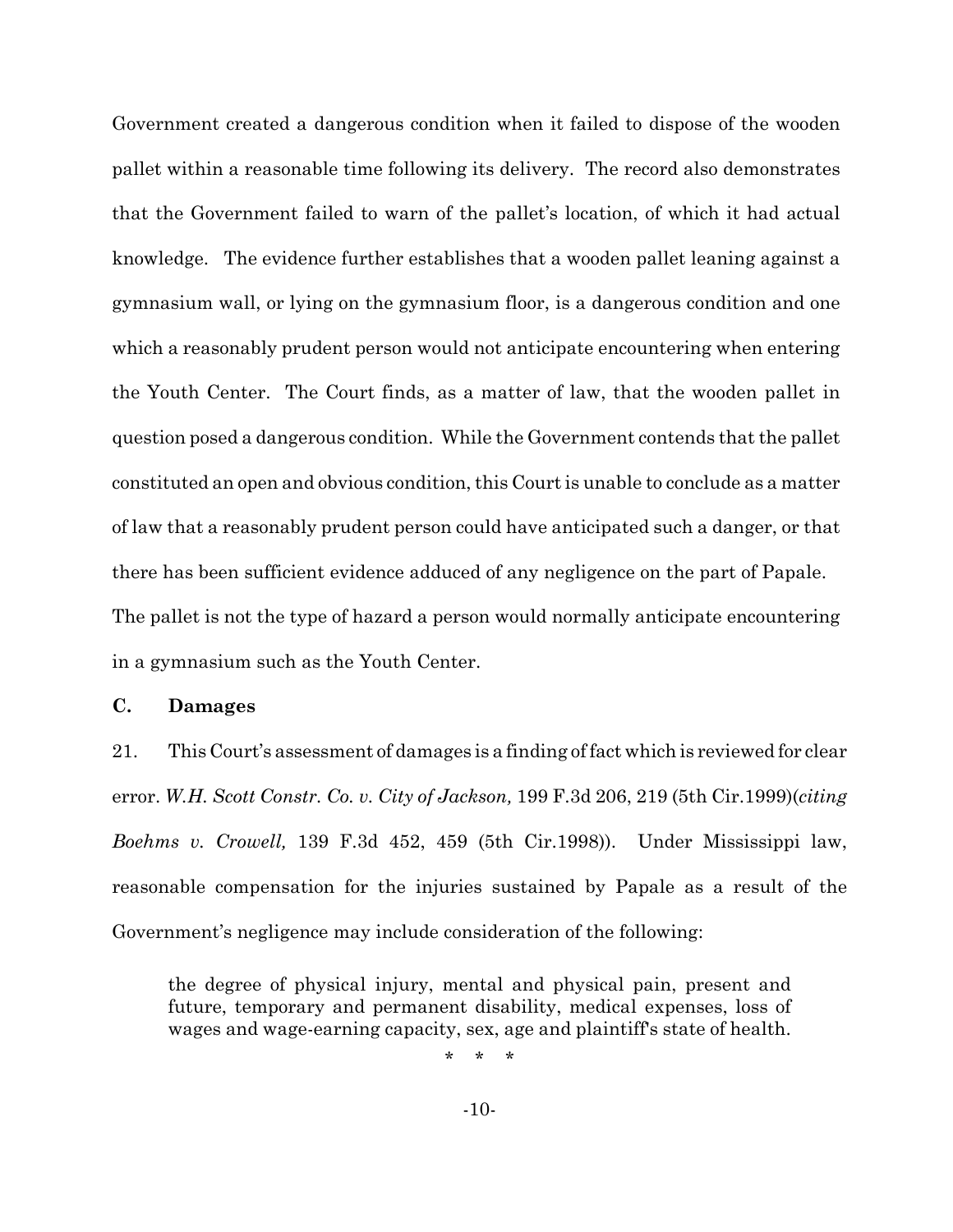Government created a dangerous condition when it failed to dispose of the wooden pallet within a reasonable time following its delivery. The record also demonstrates that the Government failed to warn of the pallet's location, of which it had actual knowledge. The evidence further establishes that a wooden pallet leaning against a gymnasium wall, or lying on the gymnasium floor, is a dangerous condition and one which a reasonably prudent person would not anticipate encountering when entering the Youth Center. The Court finds, as a matter of law, that the wooden pallet in question posed a dangerous condition. While the Government contends that the pallet constituted an open and obvious condition, this Court is unable to conclude as a matter of law that a reasonably prudent person could have anticipated such a danger, or that there has been sufficient evidence adduced of any negligence on the part of Papale. The pallet is not the type of hazard a person would normally anticipate encountering in a gymnasium such as the Youth Center.

**C. Damages**

21. This Court's assessment of damages is a finding of fact which is reviewed for clear error. *W.H. Scott Constr. Co. v. City of Jackson,* 199 F.3d 206, 219 (5th Cir.1999)(*citing Boehms v. Crowell,* 139 F.3d 452, 459 (5th Cir.1998)). Under Mississippi law, reasonable compensation for the injuries sustained by Papale as a result of the Government's negligence may include consideration of the following:

> the degree of physical injury, mental and physical pain, present and future, temporary and permanent disability, medical expenses, loss of wages and wage-earning capacity, sex, age and plaintiff's state of health.
>
> \* \* \*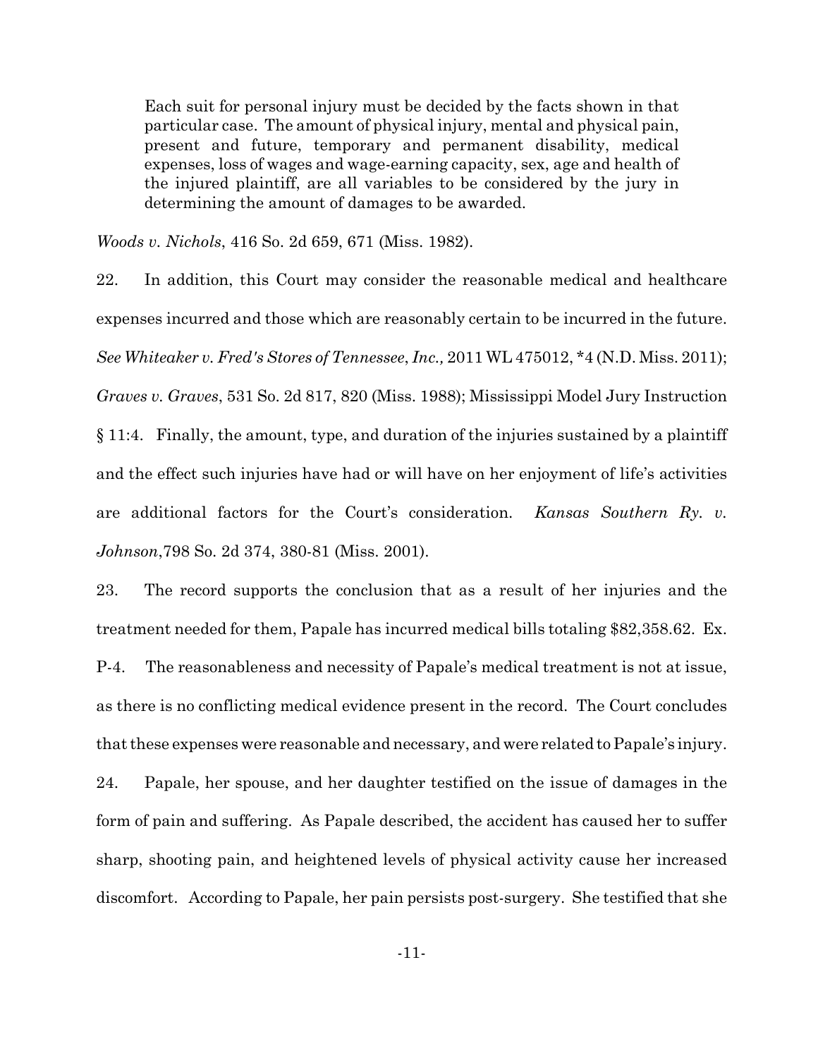> Each suit for personal injury must be decided by the facts shown in that particular case. The amount of physical injury, mental and physical pain, present and future, temporary and permanent disability, medical expenses, loss of wages and wage-earning capacity, sex, age and health of the injured plaintiff, are all variables to be considered by the jury in determining the amount of damages to be awarded.

*Woods v. Nichols*, 416 So. 2d 659, 671 (Miss. 1982).

22. In addition, this Court may consider the reasonable medical and healthcare expenses incurred and those which are reasonably certain to be incurred in the future. *See Whiteaker v. Fred's Stores of Tennessee, Inc.,* 2011 WL 475012, *4 (N.D. Miss. 2011); *Graves v. Graves*, 531 So. 2d 817, 820 (Miss. 1988); Mississippi Model Jury Instruction § 11:4. Finally, the amount, type, and duration of the injuries sustained by a plaintiff and the effect such injuries have had or will have on her enjoyment of life's activities are additional factors for the Court's consideration. *Kansas Southern Ry. v. Johnson*,798 So. 2d 374, 380-81 (Miss. 2001).

23. The record supports the conclusion that as a result of her injuries and the treatment needed for them, Papale has incurred medical bills totaling $82,358.62. Ex. P-4. The reasonableness and necessity of Papale's medical treatment is not at issue, as there is no conflicting medical evidence present in the record. The Court concludes that these expenses were reasonable and necessary, and were related to Papale's injury.

24. Papale, her spouse, and her daughter testified on the issue of damages in the form of pain and suffering. As Papale described, the accident has caused her to suffer sharp, shooting pain, and heightened levels of physical activity cause her increased discomfort. According to Papale, her pain persists post-surgery. She testified that she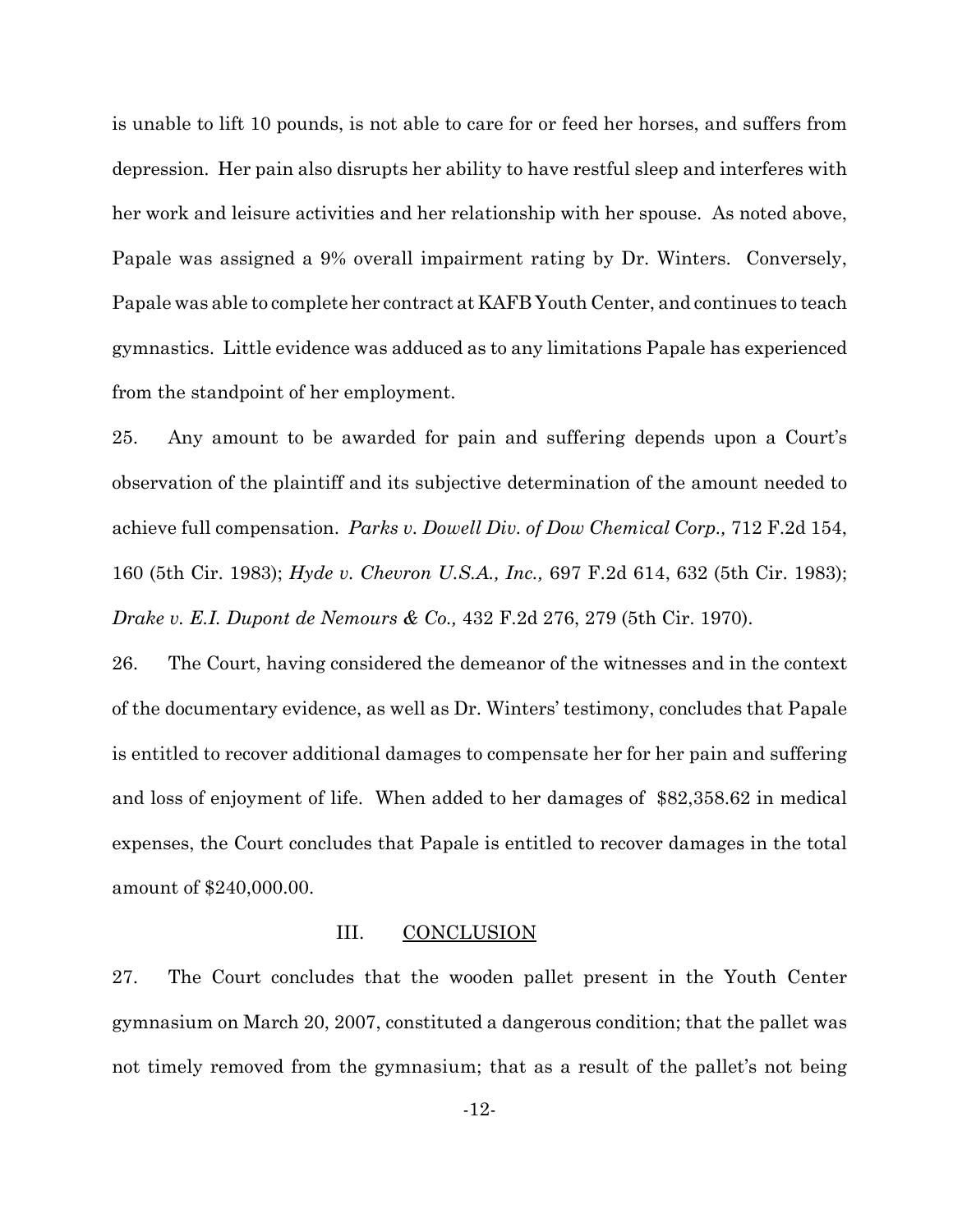is unable to lift 10 pounds, is not able to care for or feed her horses, and suffers from depression. Her pain also disrupts her ability to have restful sleep and interferes with her work and leisure activities and her relationship with her spouse. As noted above, Papale was assigned a 9% overall impairment rating by Dr. Winters. Conversely, Papale was able to complete her contract at KAFB Youth Center, and continues to teach gymnastics. Little evidence was adduced as to any limitations Papale has experienced from the standpoint of her employment.

25. Any amount to be awarded for pain and suffering depends upon a Court's observation of the plaintiff and its subjective determination of the amount needed to achieve full compensation. *Parks v. Dowell Div. of Dow Chemical Corp.,* 712 F.2d 154, 160 (5th Cir. 1983); *Hyde v. Chevron U.S.A., Inc.,* 697 F.2d 614, 632 (5th Cir. 1983); *Drake v. E.I. Dupont de Nemours & Co.,* 432 F.2d 276, 279 (5th Cir. 1970).

26. The Court, having considered the demeanor of the witnesses and in the context of the documentary evidence, as well as Dr. Winters' testimony, concludes that Papale is entitled to recover additional damages to compensate her for her pain and suffering and loss of enjoyment of life. When added to her damages of $82,358.62 in medical expenses, the Court concludes that Papale is entitled to recover damages in the total amount of $240,000.00.

## III. CONCLUSION

27. The Court concludes that the wooden pallet present in the Youth Center gymnasium on March 20, 2007, constituted a dangerous condition; that the pallet was not timely removed from the gymnasium; that as a result of the pallet's not being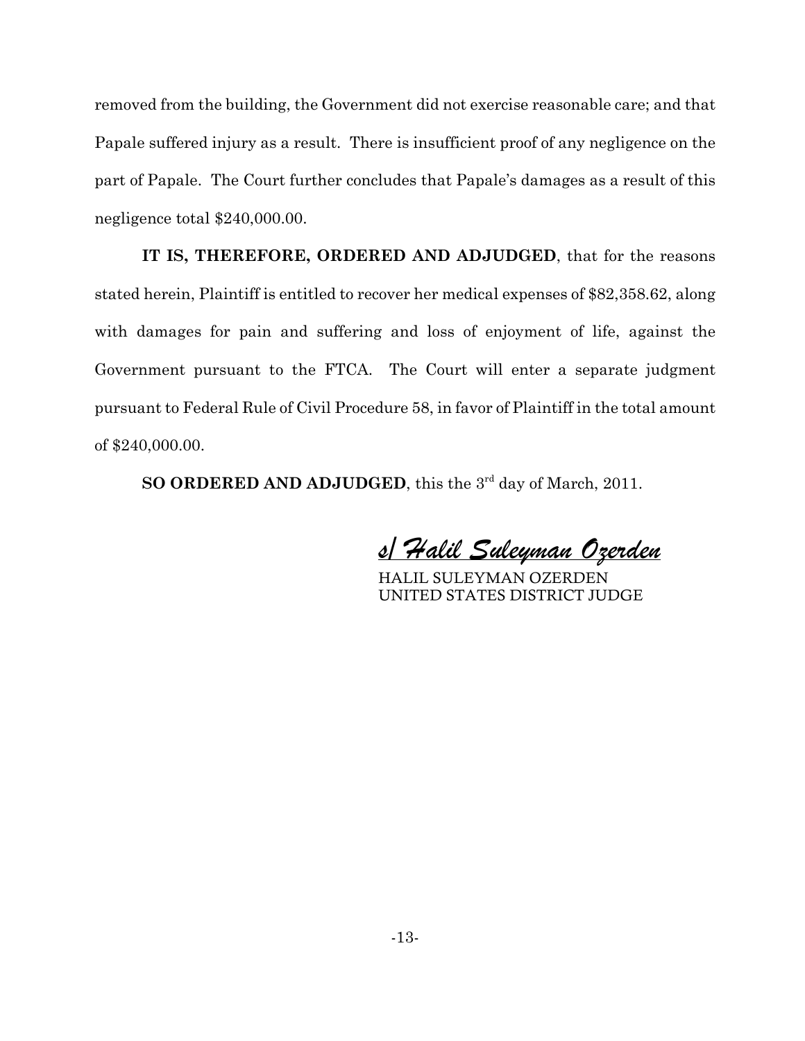removed from the building, the Government did not exercise reasonable care; and that Papale suffered injury as a result. There is insufficient proof of any negligence on the part of Papale. The Court further concludes that Papale's damages as a result of this negligence total $240,000.00.

**IT IS, THEREFORE, ORDERED AND ADJUDGED**, that for the reasons stated herein, Plaintiff is entitled to recover her medical expenses of $82,358.62, along with damages for pain and suffering and loss of enjoyment of life, against the Government pursuant to the FTCA. The Court will enter a separate judgment pursuant to Federal Rule of Civil Procedure 58, in favor of Plaintiff in the total amount of $240,000.00.

**SO ORDERED AND ADJUDGED**, this the 3rd day of March, 2011.

*s/ Halil Suleyman Ozerden*
HALIL SULEYMAN OZERDEN
UNITED STATES DISTRICT JUDGE